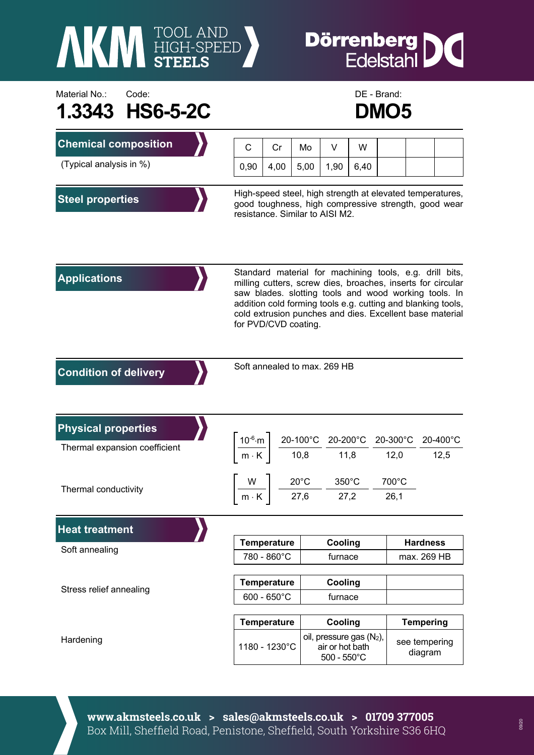AKM TOOL AND HIGH-SPEED STEELS

Dörrenberg Edelstahl

Material No.: **1.3343**

Code: **HS6-5-2C**

DE - Brand: **DMO5**

## Chemical composition

(Typical analysis in %)

| C | Cr | Mo | V | W | | | |
|---|---|---|---|---|---|---|---|
| 0,90 | 4,00 | 5,00 | 1,90 | 6,40 | | | |

## Steel properties

High-speed steel, high strength at elevated temperatures, good toughness, high compressive strength, good wear resistance. Similar to AISI M2.

## Applications

Standard material for machining tools, e.g. drill bits, milling cutters, screw dies, broaches, inserts for circular saw blades. slotting tools and wood working tools. In addition cold forming tools e.g. cutting and blanking tools, cold extrusion punches and dies. Excellent base material for PVD/CVD coating.

## Condition of delivery

Soft annealed to max. 269 HB

## Physical properties

Thermal expansion coefficient

| $\left[\frac{10^{-6} \cdot m}{m \cdot K}\right]$ | 20-100°C | 20-200°C | 20-300°C | 20-400°C |
|---|---|---|---|---|
| | 10,8 | 11,8 | 12,0 | 12,5 |

Thermal conductivity

| $\left[\frac{W}{m \cdot K}\right]$ | 20°C | 350°C | 700°C |
|---|---|---|---|
| | 27,6 | 27,2 | 26,1 |

## Heat treatment

Soft annealing

| Temperature | Cooling | Hardness |
|---|---|---|
| 780 - 860°C | furnace | max. 269 HB |

Stress relief annealing

| Temperature | Cooling | |
|---|---|---|
| 600 - 650°C | furnace | |

Hardening

| Temperature | Cooling | Tempering |
|---|---|---|
| 1180 - 1230°C | oil, pressure gas ($N_2$), air or hot bath 500 - 550°C | see tempering diagram |

**www.akmsteels.co.uk > sales@akmsteels.co.uk > 01709 377005**

Box Mill, Sheffield Road, Penistone, Sheffield, South Yorkshire S36 6HQ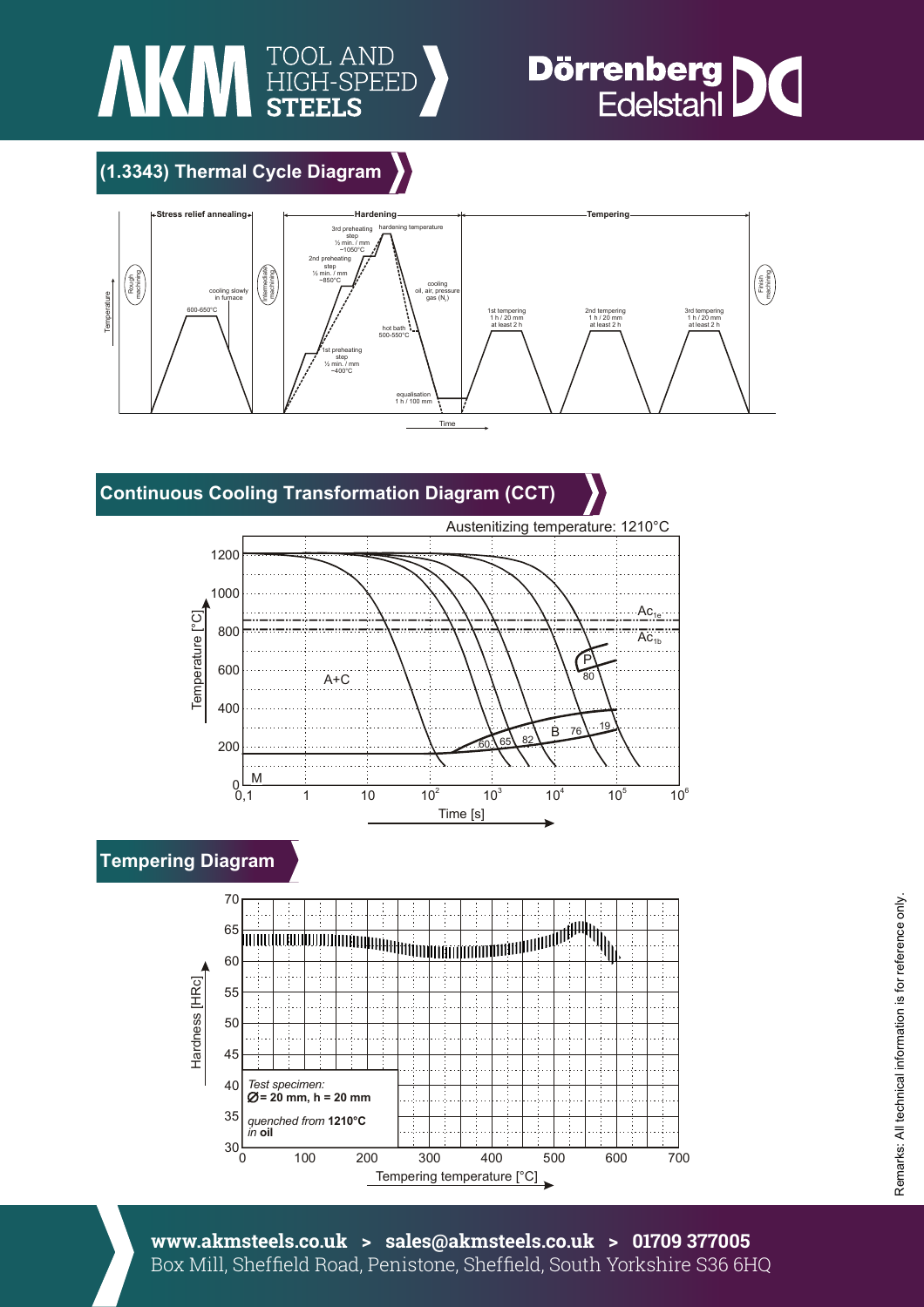AKM TOOL AND HIGH-SPEED STEELS

Dörrenberg Edelstahl

## (1.3343) Thermal Cycle Diagram

Stress relief annealing

Hardening

Tempering

Temperature

Rough machining

600-650°C

cooling slowly in furnace

Intermediate machining

3rd preheating step ½ min. / mm ~1050°C

hardening temperature

2nd preheating step ½ min. / mm ~850°C

cooling oil, air, pressure gas ($N_2$)

hot bath 500-550°C

1st preheating step ½ min. / mm ~400°C

equalisation 1 h / 100 mm

1st tempering 1 h / 20 mm at least 2 h

2nd tempering 1 h / 20 mm at least 2 h

3rd tempering 1 h / 20 mm at least 2 h

Finish machining

Time

## Continuous Cooling Transformation Diagram (CCT)

Austenitizing temperature: 1210°C

Temperature [°C]

1200, 1000, 800, 600, 400, 200, 0

$Ac_{1e}$

$Ac_{1b}$

P

80

A+C

B

60, 65, 82, 76, 19

M

0,1, 1, 10, $10^2$, $10^3$, $10^4$, $10^5$, $10^6$

Time [s]

## Tempering Diagram

Hardness [HRc]

70, 65, 60, 55, 50, 45, 40, 35, 30

*Test specimen:*
**Ø = 20 mm, h = 20 mm**

*quenched from* **1210°C**
*in* **oil**

0, 100, 200, 300, 400, 500, 600, 700

Tempering temperature [°C]

Remarks: All technical information is for reference only.

**www.akmsteels.co.uk > sales@akmsteels.co.uk > 01709 377005**
Box Mill, Sheffield Road, Penistone, Sheffield, South Yorkshire S36 6HQ